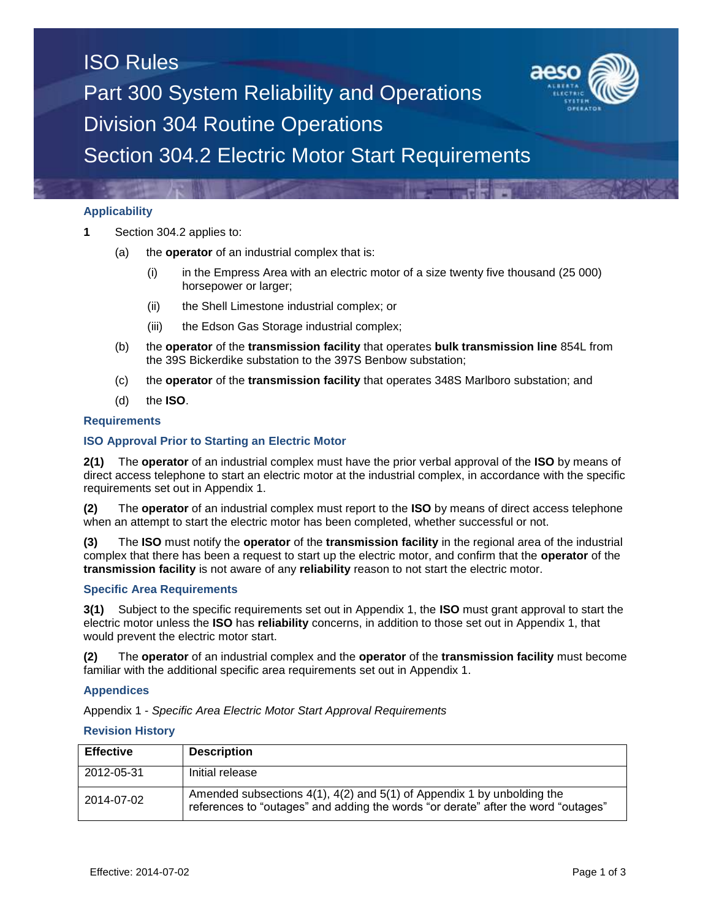# ISO Rules

# Part 300 System Reliability and Operations

# Division 304 Routine Operations

# Section 304.2 Electric Motor Start Requirements

## Applicability

**1** Section 304.2 applies to:

(a) the **operator** of an industrial complex that is:

(i) in the Empress Area with an electric motor of a size twenty five thousand (25 000) horsepower or larger;

(ii) the Shell Limestone industrial complex; or

(iii) the Edson Gas Storage industrial complex;

(b) the **operator** of the **transmission facility** that operates **bulk transmission line** 854L from the 39S Bickerdike substation to the 397S Benbow substation;

(c) the **operator** of the **transmission facility** that operates 348S Marlboro substation; and

(d) the **ISO**.

## Requirements

### ISO Approval Prior to Starting an Electric Motor

**2(1)** The **operator** of an industrial complex must have the prior verbal approval of the **ISO** by means of direct access telephone to start an electric motor at the industrial complex, in accordance with the specific requirements set out in Appendix 1.

**(2)** The **operator** of an industrial complex must report to the **ISO** by means of direct access telephone when an attempt to start the electric motor has been completed, whether successful or not.

**(3)** The **ISO** must notify the **operator** of the **transmission facility** in the regional area of the industrial complex that there has been a request to start up the electric motor, and confirm that the **operator** of the **transmission facility** is not aware of any **reliability** reason to not start the electric motor.

### Specific Area Requirements

**3(1)** Subject to the specific requirements set out in Appendix 1, the **ISO** must grant approval to start the electric motor unless the **ISO** has **reliability** concerns, in addition to those set out in Appendix 1, that would prevent the electric motor start.

**(2)** The **operator** of an industrial complex and the **operator** of the **transmission facility** must become familiar with the additional specific area requirements set out in Appendix 1.

## Appendices

Appendix 1 - *Specific Area Electric Motor Start Approval Requirements*

## Revision History

| Effective | Description |
|---|---|
| 2012-05-31 | Initial release |
| 2014-07-02 | Amended subsections 4(1), 4(2) and 5(1) of Appendix 1 by unbolding the references to "outages" and adding the words "or derate" after the word "outages" |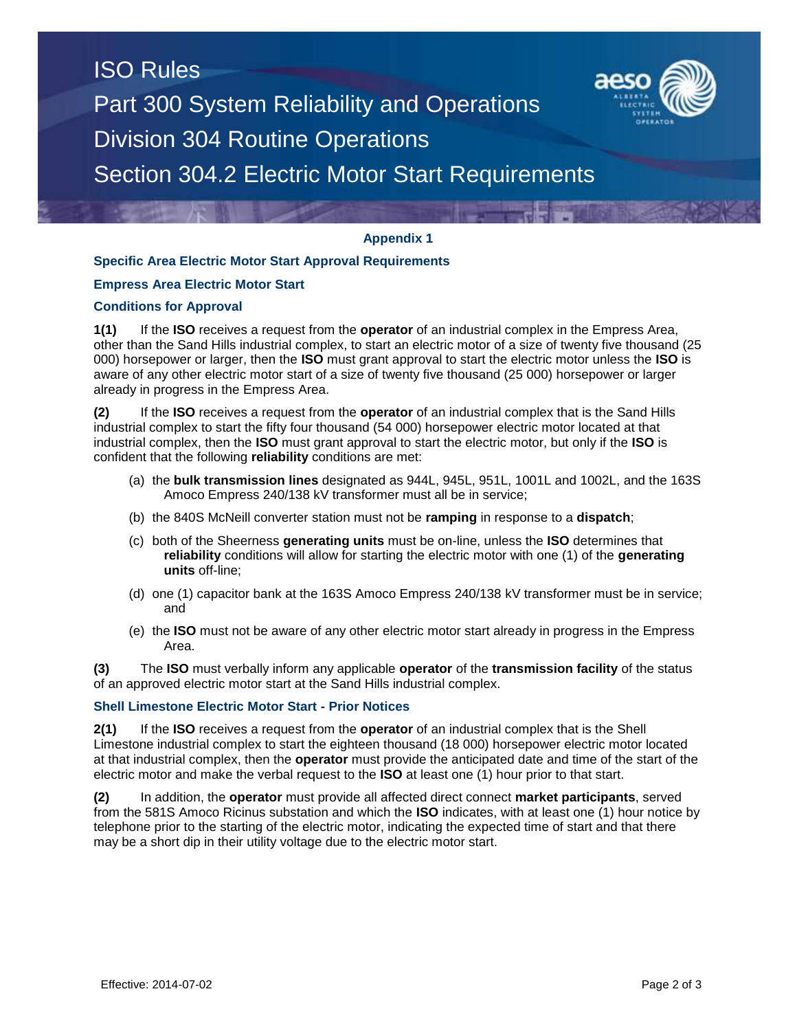## Appendix 1

### Specific Area Electric Motor Start Approval Requirements

### Empress Area Electric Motor Start

### Conditions for Approval

**1(1)** If the **ISO** receives a request from the **operator** of an industrial complex in the Empress Area, other than the Sand Hills industrial complex, to start an electric motor of a size of twenty five thousand (25 000) horsepower or larger, then the **ISO** must grant approval to start the electric motor unless the **ISO** is aware of any other electric motor start of a size of twenty five thousand (25 000) horsepower or larger already in progress in the Empress Area.

**(2)** If the **ISO** receives a request from the **operator** of an industrial complex that is the Sand Hills industrial complex to start the fifty four thousand (54 000) horsepower electric motor located at that industrial complex, then the **ISO** must grant approval to start the electric motor, but only if the **ISO** is confident that the following **reliability** conditions are met:

(a) the **bulk transmission lines** designated as 944L, 945L, 951L, 1001L and 1002L, and the 163S Amoco Empress 240/138 kV transformer must all be in service;

(b) the 840S McNeill converter station must not be **ramping** in response to a **dispatch**;

(c) both of the Sheerness **generating units** must be on-line, unless the **ISO** determines that **reliability** conditions will allow for starting the electric motor with one (1) of the **generating units** off-line;

(d) one (1) capacitor bank at the 163S Amoco Empress 240/138 kV transformer must be in service; and

(e) the **ISO** must not be aware of any other electric motor start already in progress in the Empress Area.

**(3)** The **ISO** must verbally inform any applicable **operator** of the **transmission facility** of the status of an approved electric motor start at the Sand Hills industrial complex.

### Shell Limestone Electric Motor Start - Prior Notices

**2(1)** If the **ISO** receives a request from the **operator** of an industrial complex that is the Shell Limestone industrial complex to start the eighteen thousand (18 000) horsepower electric motor located at that industrial complex, then the **operator** must provide the anticipated date and time of the start of the electric motor and make the verbal request to the **ISO** at least one (1) hour prior to that start.

**(2)** In addition, the **operator** must provide all affected direct connect **market participants**, served from the 581S Amoco Ricinus substation and which the **ISO** indicates, with at least one (1) hour notice by telephone prior to the starting of the electric motor, indicating the expected time of start and that there may be a short dip in their utility voltage due to the electric motor start.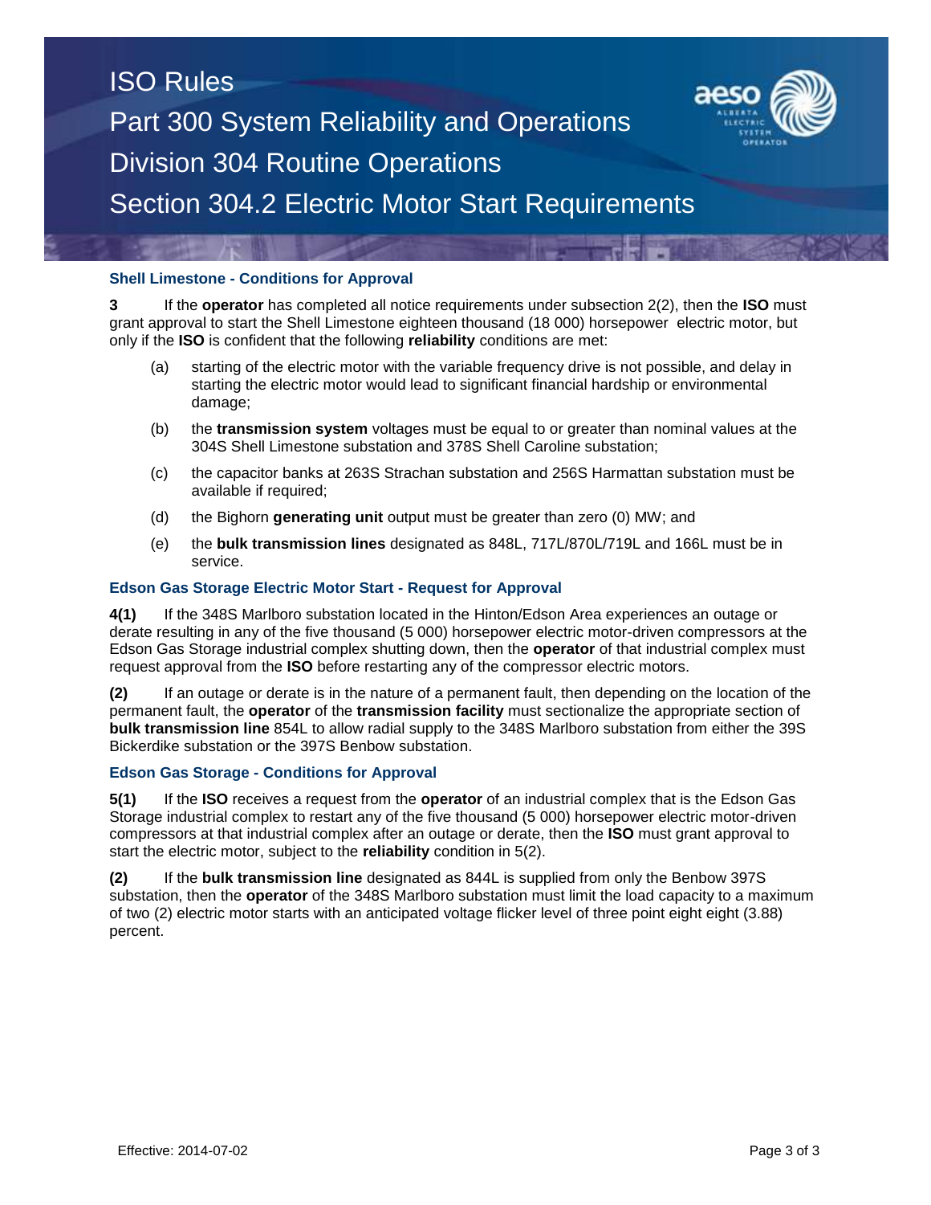### Shell Limestone - Conditions for Approval

**3** If the **operator** has completed all notice requirements under subsection 2(2), then the **ISO** must grant approval to start the Shell Limestone eighteen thousand (18 000) horsepower electric motor, but only if the **ISO** is confident that the following **reliability** conditions are met:

(a) starting of the electric motor with the variable frequency drive is not possible, and delay in starting the electric motor would lead to significant financial hardship or environmental damage;

(b) the **transmission system** voltages must be equal to or greater than nominal values at the 304S Shell Limestone substation and 378S Shell Caroline substation;

(c) the capacitor banks at 263S Strachan substation and 256S Harmattan substation must be available if required;

(d) the Bighorn **generating unit** output must be greater than zero (0) MW; and

(e) the **bulk transmission lines** designated as 848L, 717L/870L/719L and 166L must be in service.

### Edson Gas Storage Electric Motor Start - Request for Approval

**4(1)** If the 348S Marlboro substation located in the Hinton/Edson Area experiences an outage or derate resulting in any of the five thousand (5 000) horsepower electric motor-driven compressors at the Edson Gas Storage industrial complex shutting down, then the **operator** of that industrial complex must request approval from the **ISO** before restarting any of the compressor electric motors.

**(2)** If an outage or derate is in the nature of a permanent fault, then depending on the location of the permanent fault, the **operator** of the **transmission facility** must sectionalize the appropriate section of **bulk transmission line** 854L to allow radial supply to the 348S Marlboro substation from either the 39S Bickerdike substation or the 397S Benbow substation.

### Edson Gas Storage - Conditions for Approval

**5(1)** If the **ISO** receives a request from the **operator** of an industrial complex that is the Edson Gas Storage industrial complex to restart any of the five thousand (5 000) horsepower electric motor-driven compressors at that industrial complex after an outage or derate, then the **ISO** must grant approval to start the electric motor, subject to the **reliability** condition in 5(2).

**(2)** If the **bulk transmission line** designated as 844L is supplied from only the Benbow 397S substation, then the **operator** of the 348S Marlboro substation must limit the load capacity to a maximum of two (2) electric motor starts with an anticipated voltage flicker level of three point eight eight (3.88) percent.